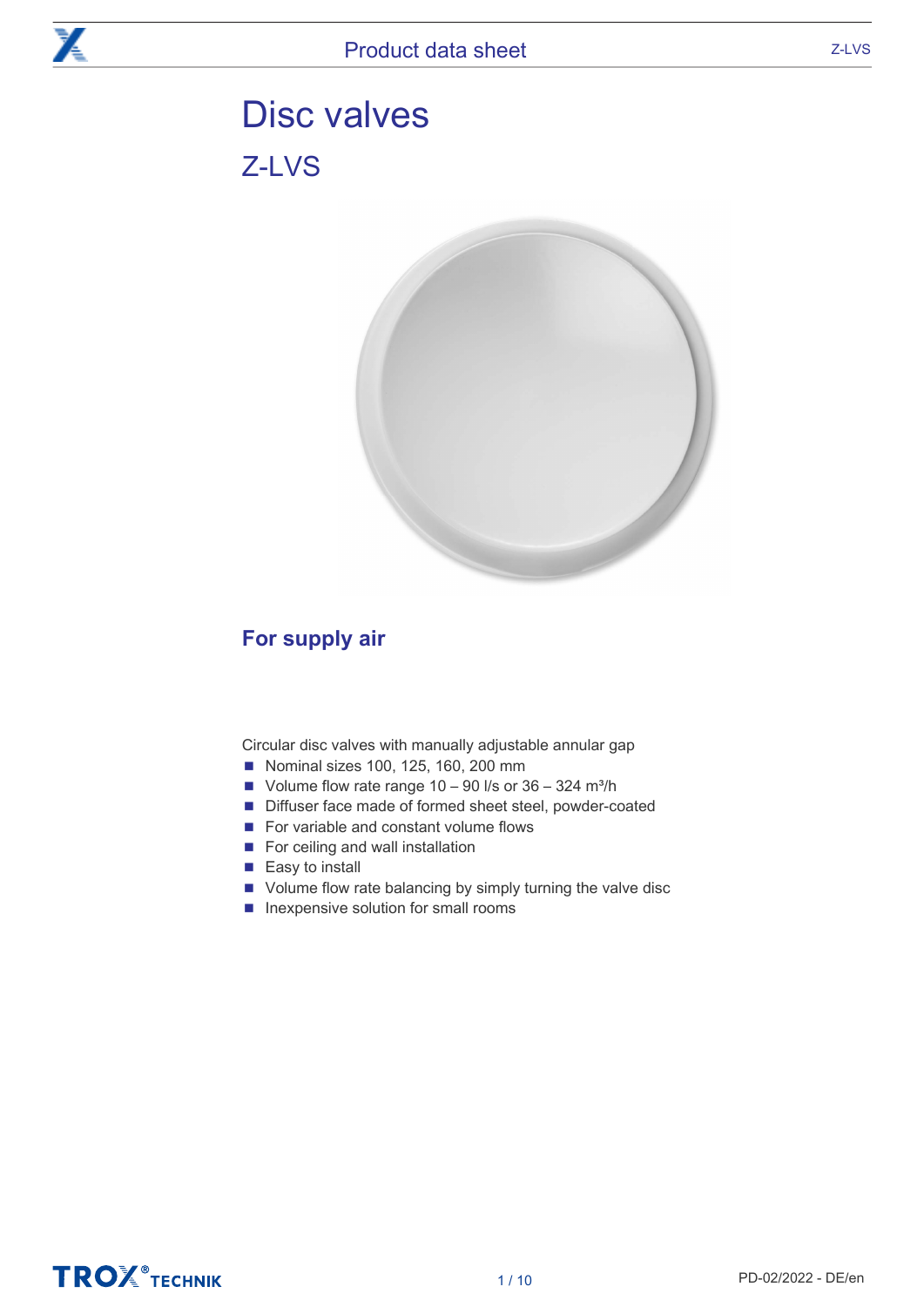# Disc valves

## Z-LVS

### For supply air

Circular disc valves with manually adjustable annular gap

- Nominal sizes 100, 125, 160, 200 mm
- Volume flow rate range 10 – 90 l/s or 36 – 324 m³/h
- Diffuser face made of formed sheet steel, powder-coated
- For variable and constant volume flows
- For ceiling and wall installation
- Easy to install
- Volume flow rate balancing by simply turning the valve disc
- Inexpensive solution for small rooms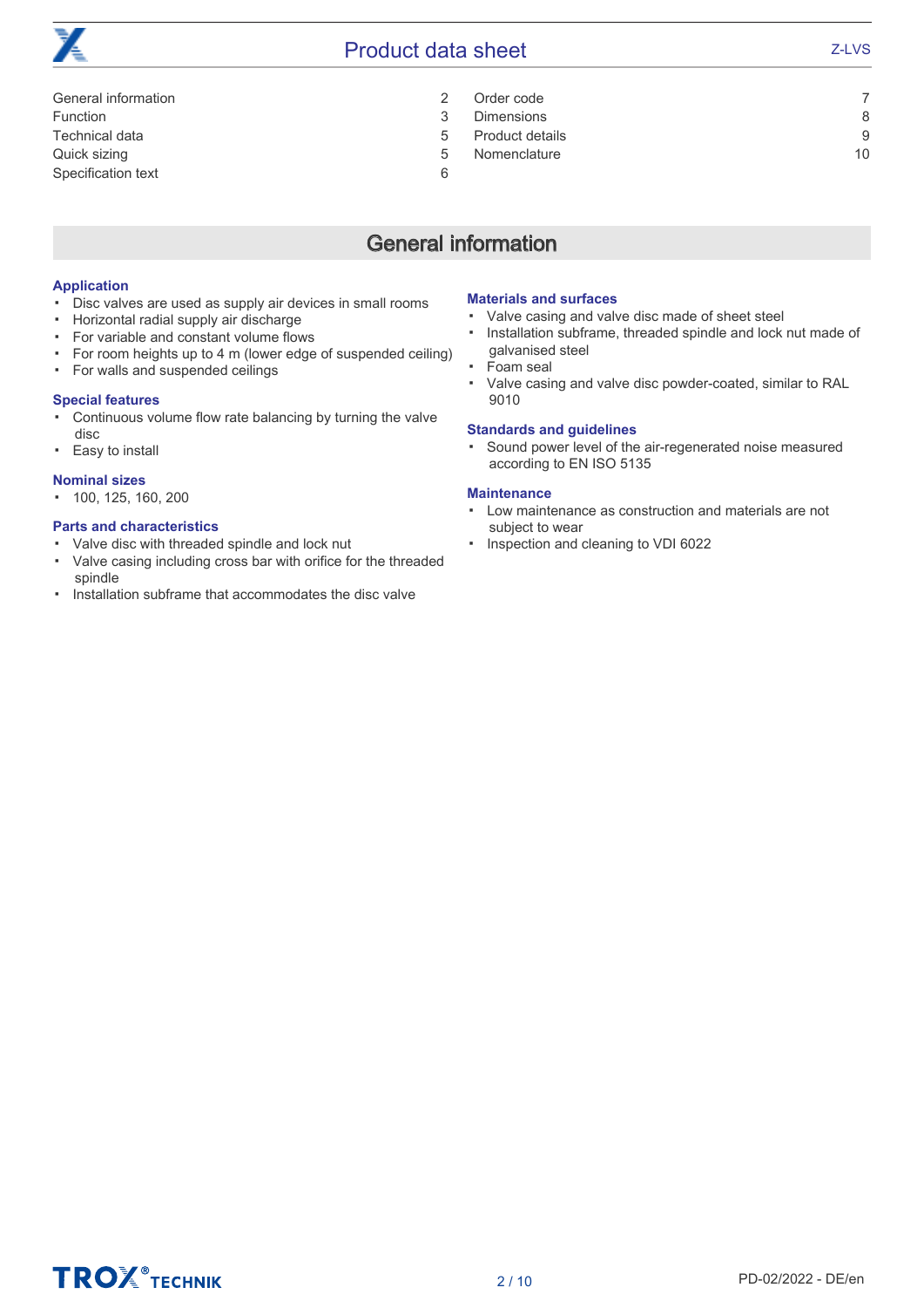| | | | |
|---|---|---|---|
| General information | 2 | Order code | 7 |
| Function | 3 | Dimensions | 8 |
| Technical data | 5 | Product details | 9 |
| Quick sizing | 5 | Nomenclature | 10 |
| Specification text | 6 | | |

## General information

### Application

- Disc valves are used as supply air devices in small rooms
- Horizontal radial supply air discharge
- For variable and constant volume flows
- For room heights up to 4 m (lower edge of suspended ceiling)
- For walls and suspended ceilings

### Special features

- Continuous volume flow rate balancing by turning the valve disc
- Easy to install

### Nominal sizes

- 100, 125, 160, 200

### Parts and characteristics

- Valve disc with threaded spindle and lock nut
- Valve casing including cross bar with orifice for the threaded spindle
- Installation subframe that accommodates the disc valve

### Materials and surfaces

- Valve casing and valve disc made of sheet steel
- Installation subframe, threaded spindle and lock nut made of galvanised steel
- Foam seal
- Valve casing and valve disc powder-coated, similar to RAL 9010

### Standards and guidelines

- Sound power level of the air-regenerated noise measured according to EN ISO 5135

### Maintenance

- Low maintenance as construction and materials are not subject to wear
- Inspection and cleaning to VDI 6022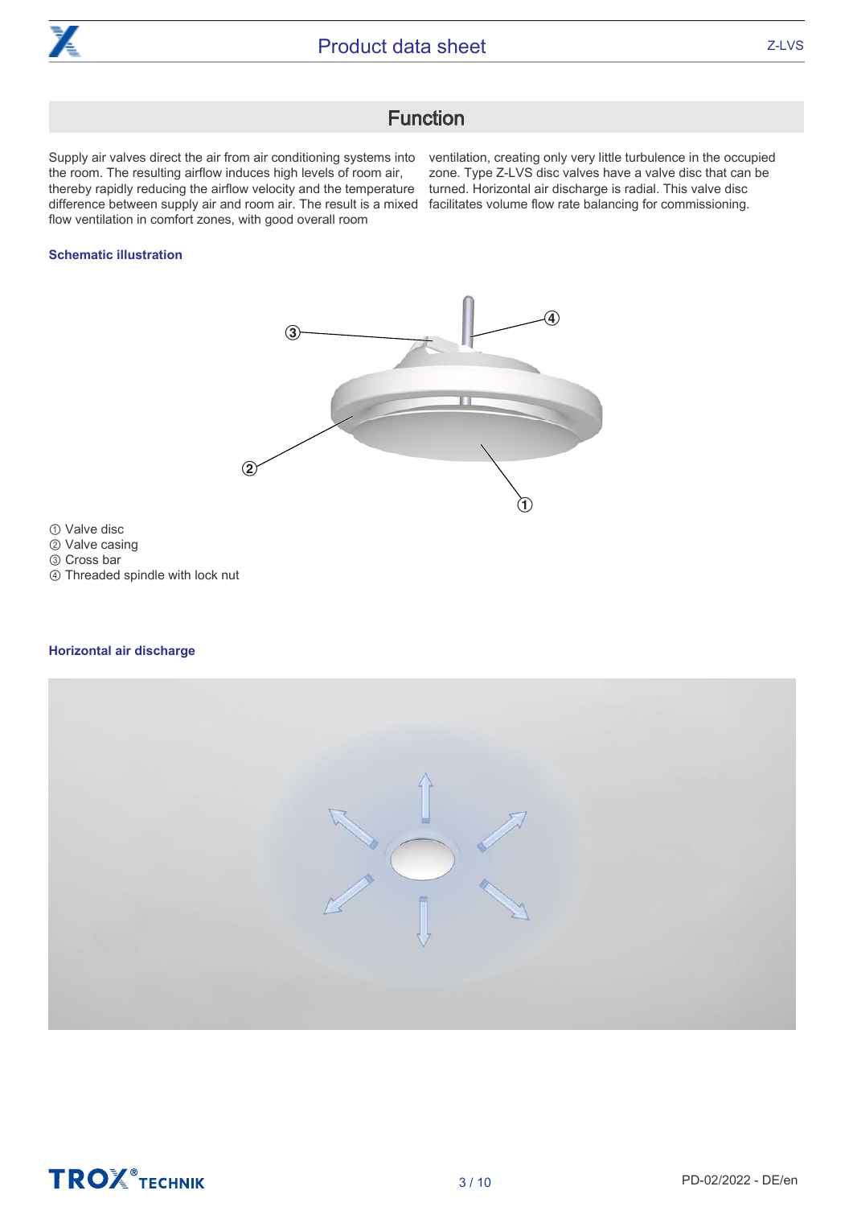## Function

Supply air valves direct the air from air conditioning systems into the room. The resulting airflow induces high levels of room air, thereby rapidly reducing the airflow velocity and the temperature difference between supply air and room air. The result is a mixed flow ventilation in comfort zones, with good overall room ventilation, creating only very little turbulence in the occupied zone. Type Z-LVS disc valves have a valve disc that can be turned. Horizontal air discharge is radial. This valve disc facilitates volume flow rate balancing for commissioning.

### Schematic illustration

① Valve disc
② Valve casing
③ Cross bar
④ Threaded spindle with lock nut

### Horizontal air discharge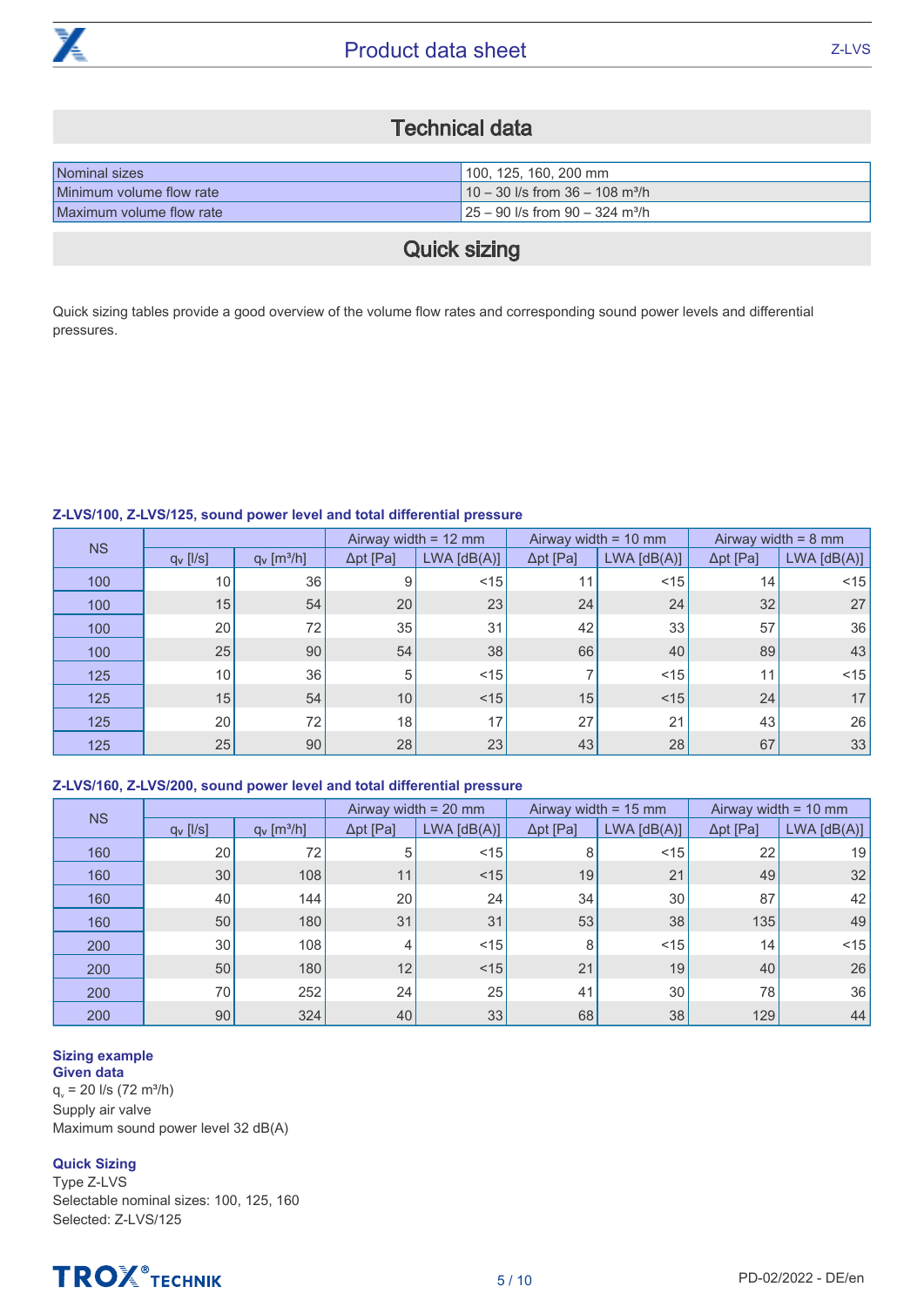## Technical data

| Nominal sizes | 100, 125, 160, 200 mm |
|---|---|
| Minimum volume flow rate | 10 – 30 l/s from 36 – 108 m³/h |
| Maximum volume flow rate | 25 – 90 l/s from 90 – 324 m³/h |

## Quick sizing

Quick sizing tables provide a good overview of the volume flow rates and corresponding sound power levels and differential pressures.

**Z-LVS/100, Z-LVS/125, sound power level and total differential pressure**

| NS | | | Airway width = 12 mm | | Airway width = 10 mm | | Airway width = 8 mm | |
|---|---|---|---|---|---|---|---|---|
| | $q_v$ [l/s] | $q_v$ [m³/h] | Δpt [Pa] | LWA [dB(A)] | Δpt [Pa] | LWA [dB(A)] | Δpt [Pa] | LWA [dB(A)] |
| 100 | 10 | 36 | 9 | <15 | 11 | <15 | 14 | <15 |
| 100 | 15 | 54 | 20 | 23 | 24 | 24 | 32 | 27 |
| 100 | 20 | 72 | 35 | 31 | 42 | 33 | 57 | 36 |
| 100 | 25 | 90 | 54 | 38 | 66 | 40 | 89 | 43 |
| 125 | 10 | 36 | 5 | <15 | 7 | <15 | 11 | <15 |
| 125 | 15 | 54 | 10 | <15 | 15 | <15 | 24 | 17 |
| 125 | 20 | 72 | 18 | 17 | 27 | 21 | 43 | 26 |
| 125 | 25 | 90 | 28 | 23 | 43 | 28 | 67 | 33 |

**Z-LVS/160, Z-LVS/200, sound power level and total differential pressure**

| NS | | | Airway width = 20 mm | | Airway width = 15 mm | | Airway width = 10 mm | |
|---|---|---|---|---|---|---|---|---|
| | $q_v$ [l/s] | $q_v$ [m³/h] | Δpt [Pa] | LWA [dB(A)] | Δpt [Pa] | LWA [dB(A)] | Δpt [Pa] | LWA [dB(A)] |
| 160 | 20 | 72 | 5 | <15 | 8 | <15 | 22 | 19 |
| 160 | 30 | 108 | 11 | <15 | 19 | 21 | 49 | 32 |
| 160 | 40 | 144 | 20 | 24 | 34 | 30 | 87 | 42 |
| 160 | 50 | 180 | 31 | 31 | 53 | 38 | 135 | 49 |
| 200 | 30 | 108 | 4 | <15 | 8 | <15 | 14 | <15 |
| 200 | 50 | 180 | 12 | <15 | 21 | 19 | 40 | 26 |
| 200 | 70 | 252 | 24 | 25 | 41 | 30 | 78 | 36 |
| 200 | 90 | 324 | 40 | 33 | 68 | 38 | 129 | 44 |

**Sizing example**
**Given data**
$q_v$ = 20 l/s (72 m³/h)
Supply air valve
Maximum sound power level 32 dB(A)

**Quick Sizing**
Type Z-LVS
Selectable nominal sizes: 100, 125, 160
Selected: Z-LVS/125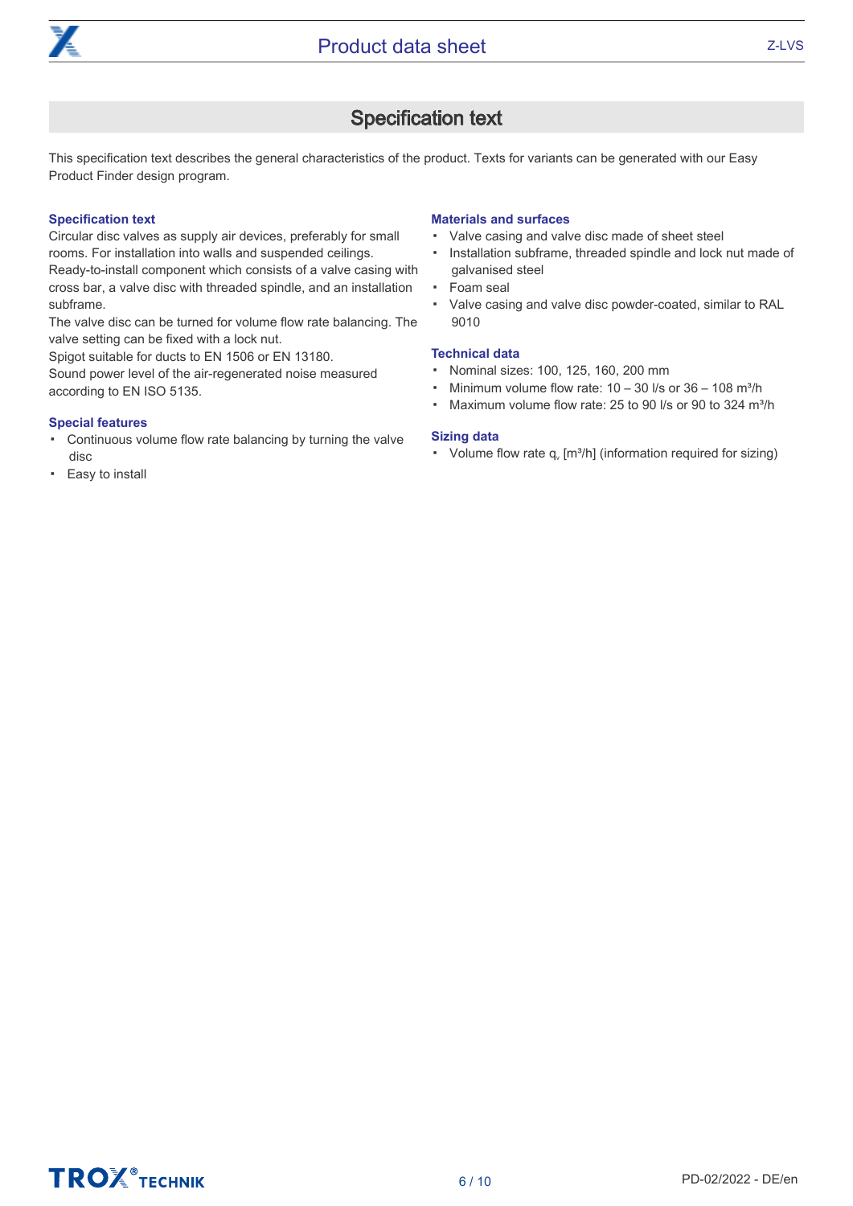## Specification text

This specification text describes the general characteristics of the product. Texts for variants can be generated with our Easy Product Finder design program.

### Specification text

Circular disc valves as supply air devices, preferably for small rooms. For installation into walls and suspended ceilings. Ready-to-install component which consists of a valve casing with cross bar, a valve disc with threaded spindle, and an installation subframe.
The valve disc can be turned for volume flow rate balancing. The valve setting can be fixed with a lock nut.
Spigot suitable for ducts to EN 1506 or EN 13180.
Sound power level of the air-regenerated noise measured according to EN ISO 5135.

### Special features

- Continuous volume flow rate balancing by turning the valve disc
- Easy to install

### Materials and surfaces

- Valve casing and valve disc made of sheet steel
- Installation subframe, threaded spindle and lock nut made of galvanised steel
- Foam seal
- Valve casing and valve disc powder-coated, similar to RAL 9010

### Technical data

- Nominal sizes: 100, 125, 160, 200 mm
- Minimum volume flow rate: 10 – 30 l/s or 36 – 108 m³/h
- Maximum volume flow rate: 25 to 90 l/s or 90 to 324 m³/h

### Sizing data

- Volume flow rate $q_v$ [m³/h] (information required for sizing)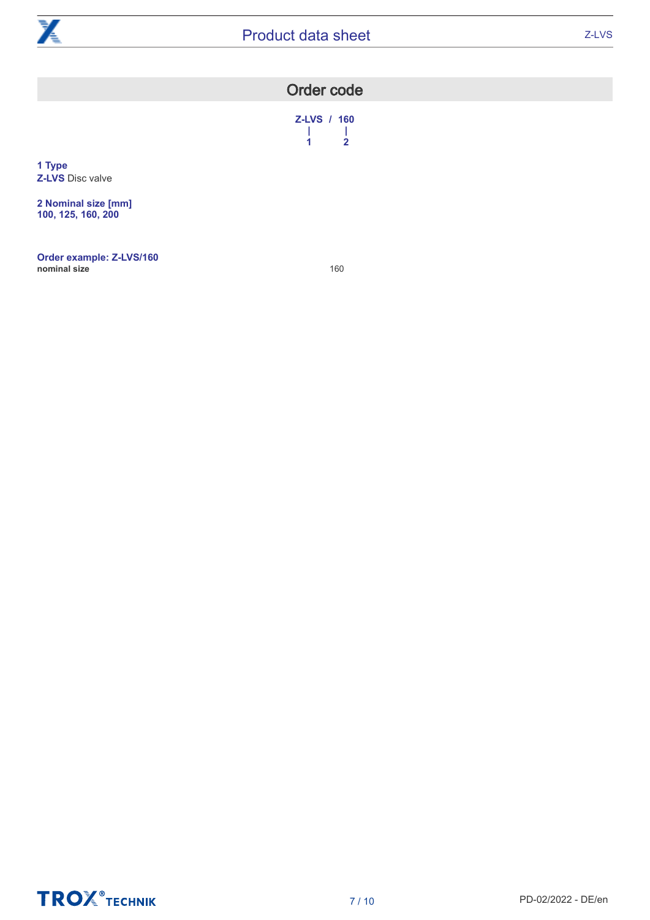## Order code

```
Z-LVS  /  160
  |        |
  1        2
```

**1 Type**
**Z-LVS** Disc valve

**2 Nominal size [mm]**
**100, 125, 160, 200**

**Order example: Z-LVS/160**

| | |
|---|---|
| **nominal size** | 160 |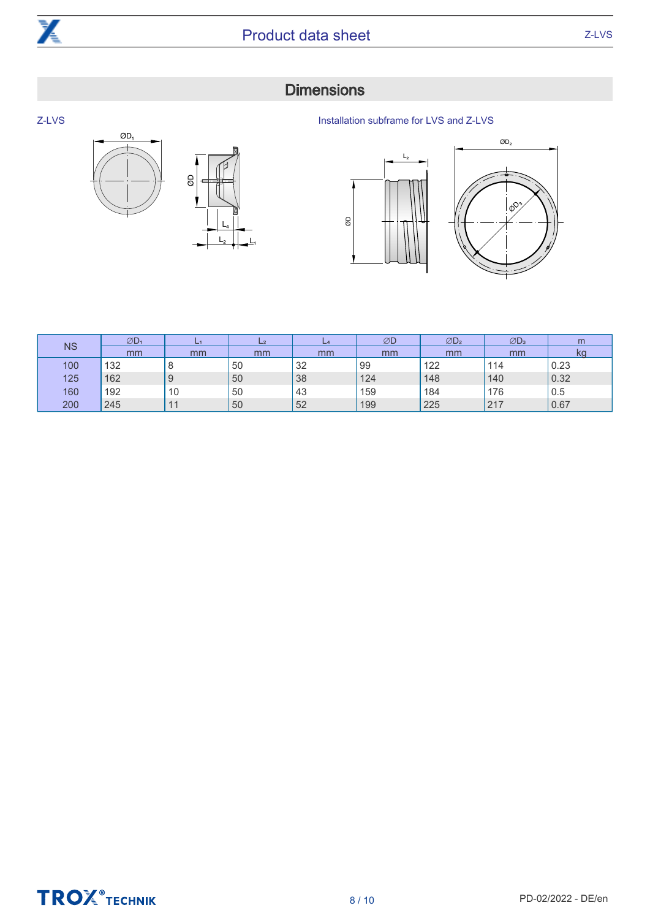## Dimensions

Z-LVS

Installation subframe for LVS and Z-LVS

| NS | ∅$D_1$ | $L_1$ | $L_2$ | $L_4$ | ∅D | ∅$D_2$ | ∅$D_3$ | m |
|---|---|---|---|---|---|---|---|---|
| | mm | mm | mm | mm | mm | mm | mm | kg |
| 100 | 132 | 8 | 50 | 32 | 99 | 122 | 114 | 0.23 |
| 125 | 162 | 9 | 50 | 38 | 124 | 148 | 140 | 0.32 |
| 160 | 192 | 10 | 50 | 43 | 159 | 184 | 176 | 0.5 |
| 200 | 245 | 11 | 50 | 52 | 199 | 225 | 217 | 0.67 |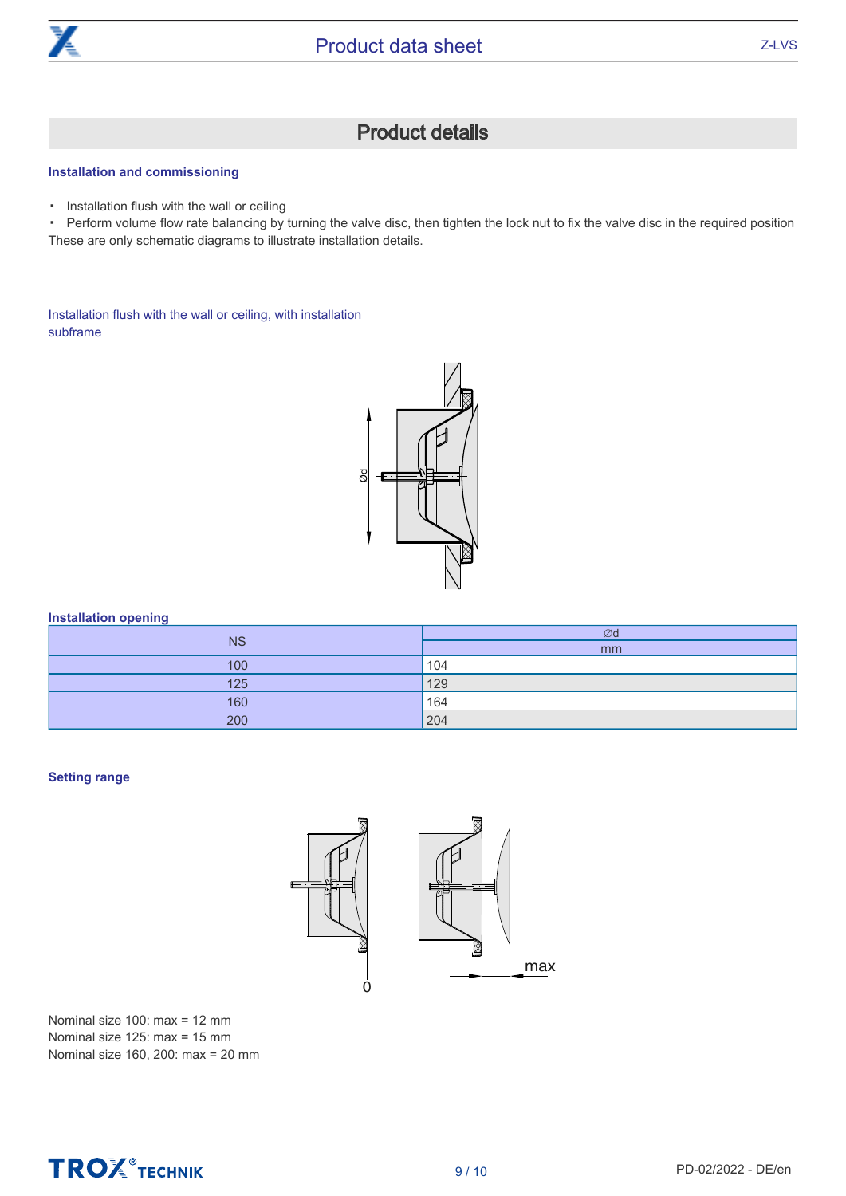## Product details

### Installation and commissioning

- Installation flush with the wall or ceiling
- Perform volume flow rate balancing by turning the valve disc, then tighten the lock nut to fix the valve disc in the required position

These are only schematic diagrams to illustrate installation details.

Installation flush with the wall or ceiling, with installation subframe

### Installation opening

| NS | ∅d |
|---|---|
| | mm |
| 100 | 104 |
| 125 | 129 |
| 160 | 164 |
| 200 | 204 |

### Setting range

Nominal size 100: max = 12 mm
Nominal size 125: max = 15 mm
Nominal size 160, 200: max = 20 mm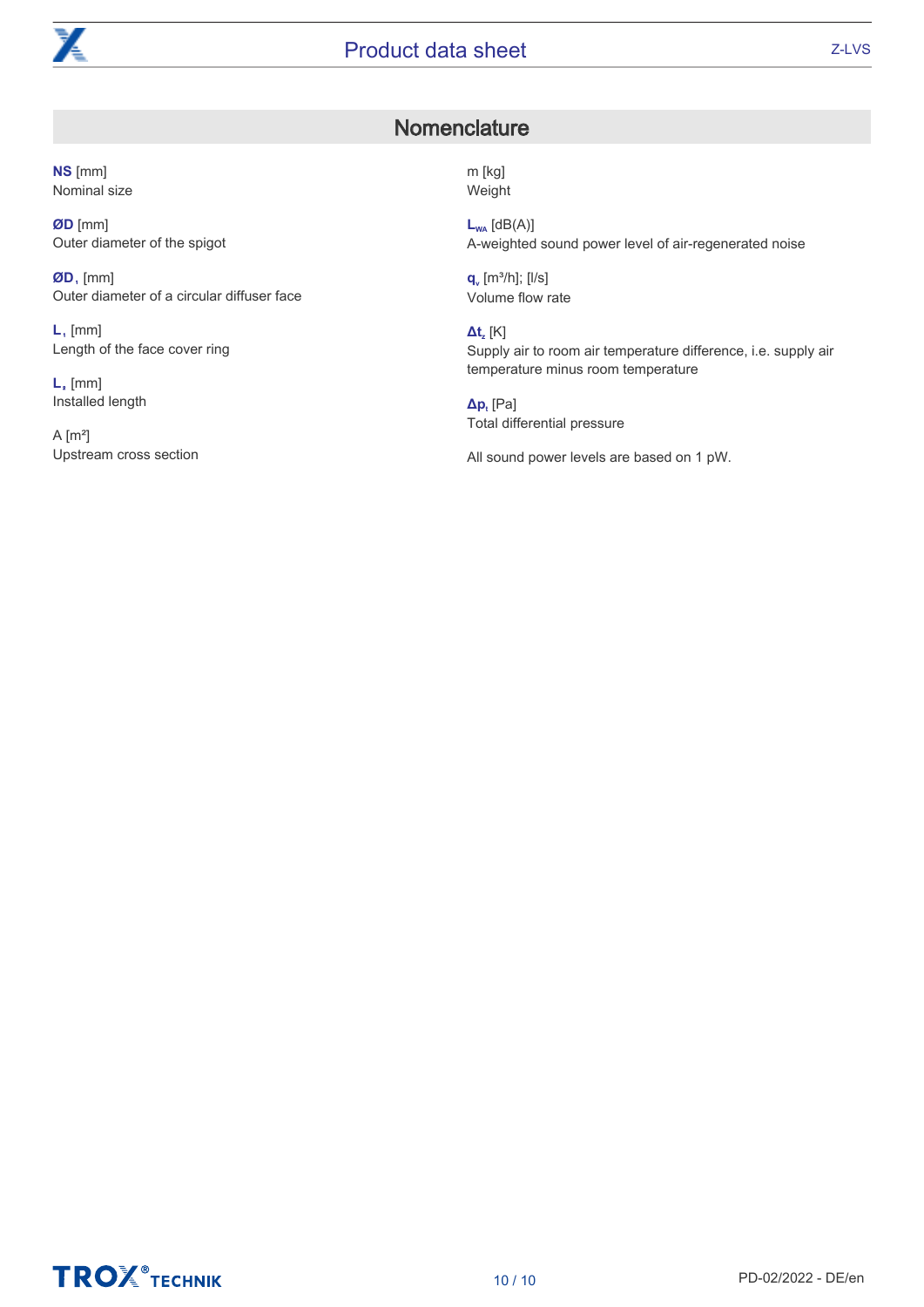## Nomenclature

**NS** [mm]
Nominal size

**ØD** [mm]
Outer diameter of the spigot

**$ØD_1$** [mm]
Outer diameter of a circular diffuser face

**$L_1$** [mm]
Length of the face cover ring

**$L_2$** [mm]
Installed length

A [m²]
Upstream cross section

m [kg]
Weight

**$L_{WA}$** [dB(A)]
A-weighted sound power level of air-regenerated noise

**$q_v$** [m³/h]; [l/s]
Volume flow rate

**$\Delta t_z$** [K]
Supply air to room air temperature difference, i.e. supply air temperature minus room temperature

**$\Delta p_t$** [Pa]
Total differential pressure

All sound power levels are based on 1 pW.